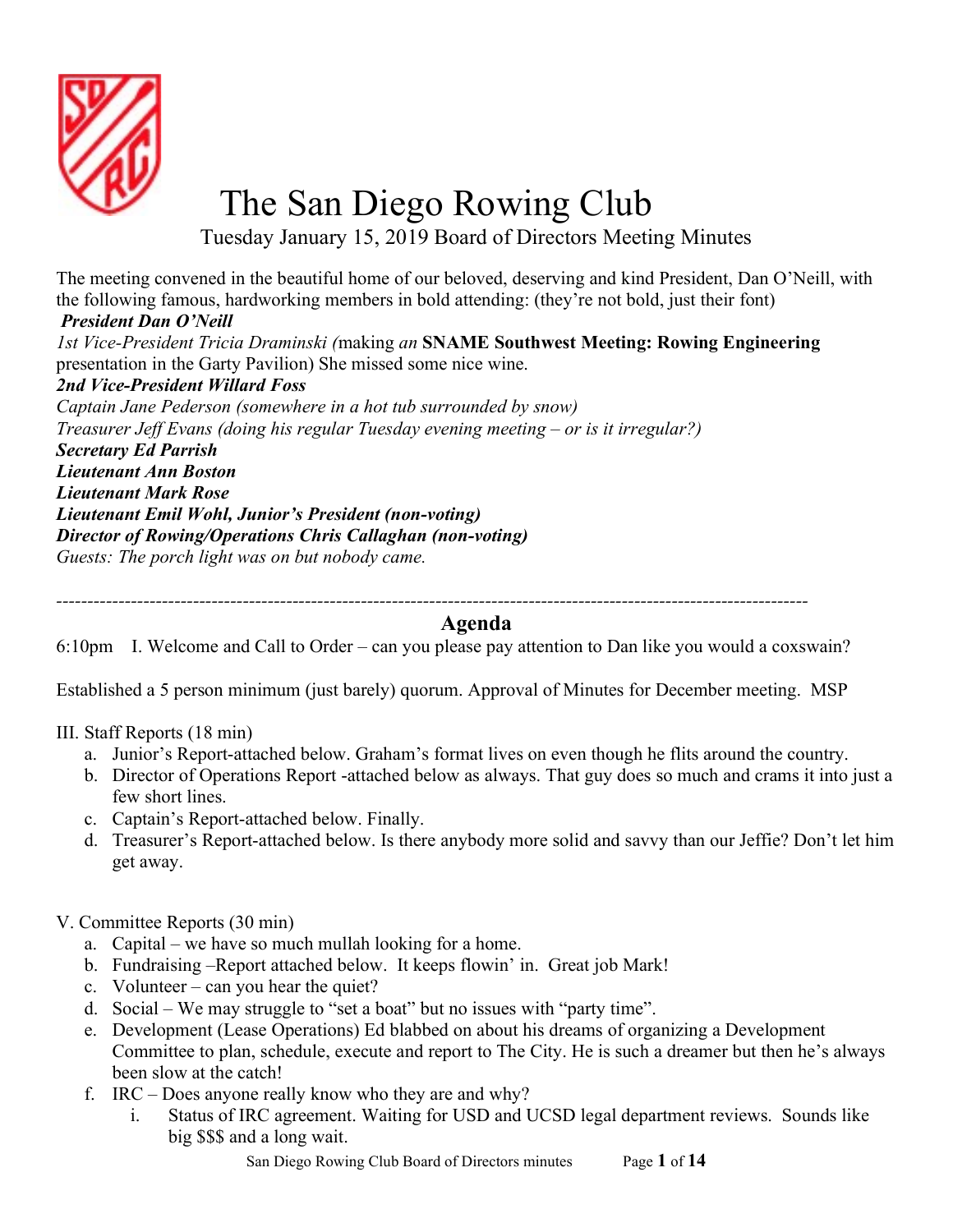# The San Diego Rowing Club

Tuesday January 15, 2019 Board of Directors Meeting Minutes

The meeting convened in the beautiful home of our beloved, deserving and kind President, Dan O'Neill, with the following famous, hardworking members in bold attending: (they're not bold, just their font)

***President Dan O'Neill***

*1st Vice-President Tricia Draminski (*making *an* **SNAME Southwest Meeting: Rowing Engineering** presentation in the Garty Pavilion) She missed some nice wine.

***2nd Vice-President Willard Foss***

*Captain Jane Pederson (somewhere in a hot tub surrounded by snow)*

*Treasurer Jeff Evans (doing his regular Tuesday evening meeting – or is it irregular?)*

***Secretary Ed Parrish***

***Lieutenant Ann Boston***

***Lieutenant Mark Rose***

***Lieutenant Emil Wohl, Junior's President (non-voting)***

***Director of Rowing/Operations Chris Callaghan (non-voting)***

*Guests: The porch light was on but nobody came.*

---

## Agenda

6:10pm I. Welcome and Call to Order – can you please pay attention to Dan like you would a coxswain?

Established a 5 person minimum (just barely) quorum. Approval of Minutes for December meeting. MSP

III. Staff Reports (18 min)

a. Junior's Report-attached below. Graham's format lives on even though he flits around the country.
b. Director of Operations Report -attached below as always. That guy does so much and crams it into just a few short lines.
c. Captain's Report-attached below. Finally.
d. Treasurer's Report-attached below. Is there anybody more solid and savvy than our Jeffie? Don't let him get away.

V. Committee Reports (30 min)

a. Capital – we have so much mullah looking for a home.
b. Fundraising –Report attached below. It keeps flowin' in. Great job Mark!
c. Volunteer – can you hear the quiet?
d. Social – We may struggle to "set a boat" but no issues with "party time".
e. Development (Lease Operations) Ed blabbed on about his dreams of organizing a Development Committee to plan, schedule, execute and report to The City. He is such a dreamer but then he's always been slow at the catch!
f. IRC – Does anyone really know who they are and why?
   i. Status of IRC agreement. Waiting for USD and UCSD legal department reviews. Sounds like big $$$ and a long wait.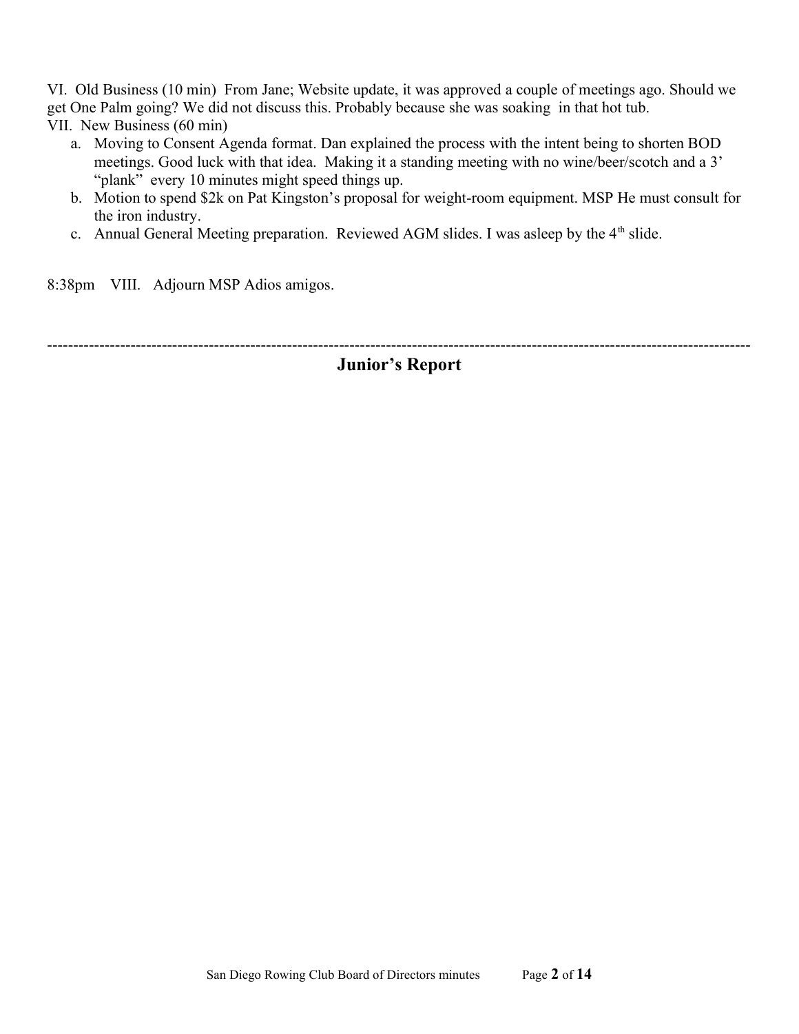VI. Old Business (10 min) From Jane; Website update, it was approved a couple of meetings ago. Should we get One Palm going? We did not discuss this. Probably because she was soaking in that hot tub.

VII. New Business (60 min)

a. Moving to Consent Agenda format. Dan explained the process with the intent being to shorten BOD meetings. Good luck with that idea. Making it a standing meeting with no wine/beer/scotch and a 3' "plank" every 10 minutes might speed things up.
b. Motion to spend $2k on Pat Kingston's proposal for weight-room equipment. MSP He must consult for the iron industry.
c. Annual General Meeting preparation. Reviewed AGM slides. I was asleep by the 4th slide.

8:38pm VIII. Adjourn MSP Adios amigos.

---

## Junior's Report